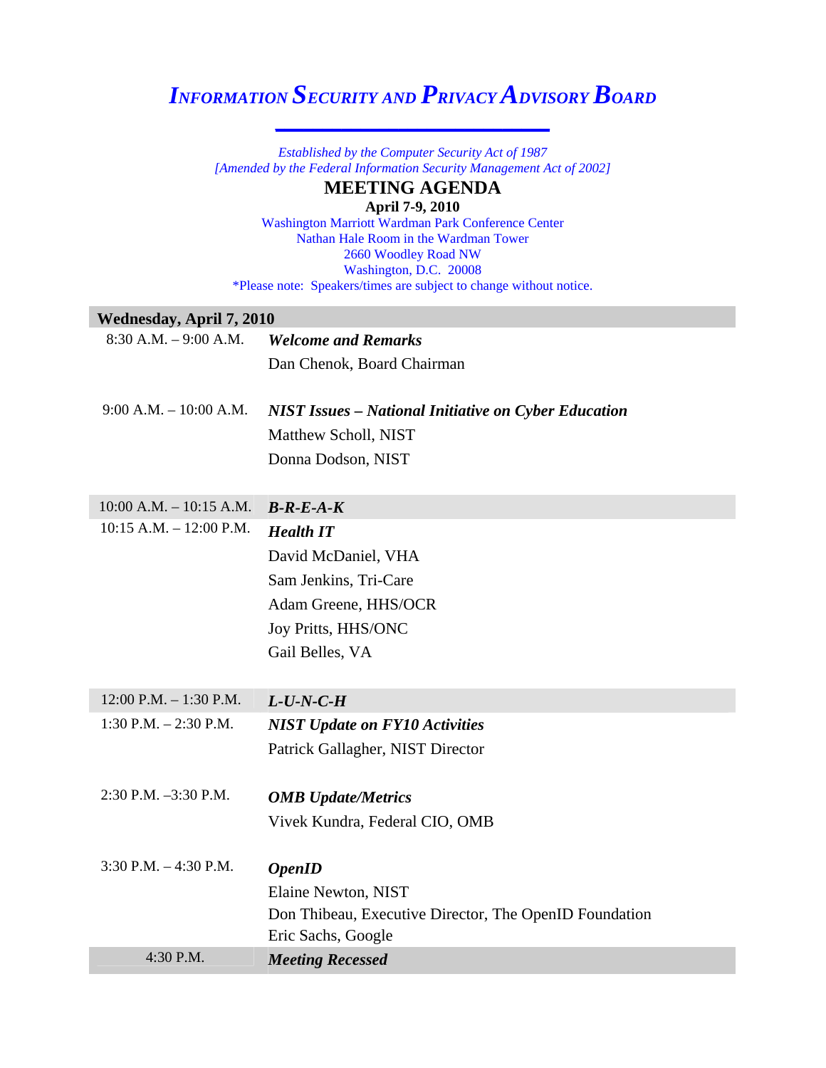# *INFORMATION SECURITY AND PRIVACY ADVISORY BOARD*

*Established by the Computer Security Act of 1987*
*[Amended by the Federal Information Security Management Act of 2002]*

## MEETING AGENDA

**April 7-9, 2010**

Washington Marriott Wardman Park Conference Center
Nathan Hale Room in the Wardman Tower
2660 Woodley Road NW
Washington, D.C. 20008

*Please note: Speakers/times are subject to change without notice.

| **Wednesday, April 7, 2010** | |
|---|---|
| 8:30 A.M. – 9:00 A.M. | ***Welcome and Remarks***<br>Dan Chenok, Board Chairman |
| 9:00 A.M. – 10:00 A.M. | ***NIST Issues – National Initiative on Cyber Education***<br>Matthew Scholl, NIST<br>Donna Dodson, NIST |
| 10:00 A.M. – 10:15 A.M. | ***B-R-E-A-K*** |
| 10:15 A.M. – 12:00 P.M. | ***Health IT***<br>David McDaniel, VHA<br>Sam Jenkins, Tri-Care<br>Adam Greene, HHS/OCR<br>Joy Pritts, HHS/ONC<br>Gail Belles, VA |
| 12:00 P.M. – 1:30 P.M. | ***L-U-N-C-H*** |
| 1:30 P.M. – 2:30 P.M. | ***NIST Update on FY10 Activities***<br>Patrick Gallagher, NIST Director |
| 2:30 P.M. –3:30 P.M. | ***OMB Update/Metrics***<br>Vivek Kundra, Federal CIO, OMB |
| 3:30 P.M. – 4:30 P.M. | ***OpenID***<br>Elaine Newton, NIST<br>Don Thibeau, Executive Director, The OpenID Foundation<br>Eric Sachs, Google |
| 4:30 P.M. | ***Meeting Recessed*** |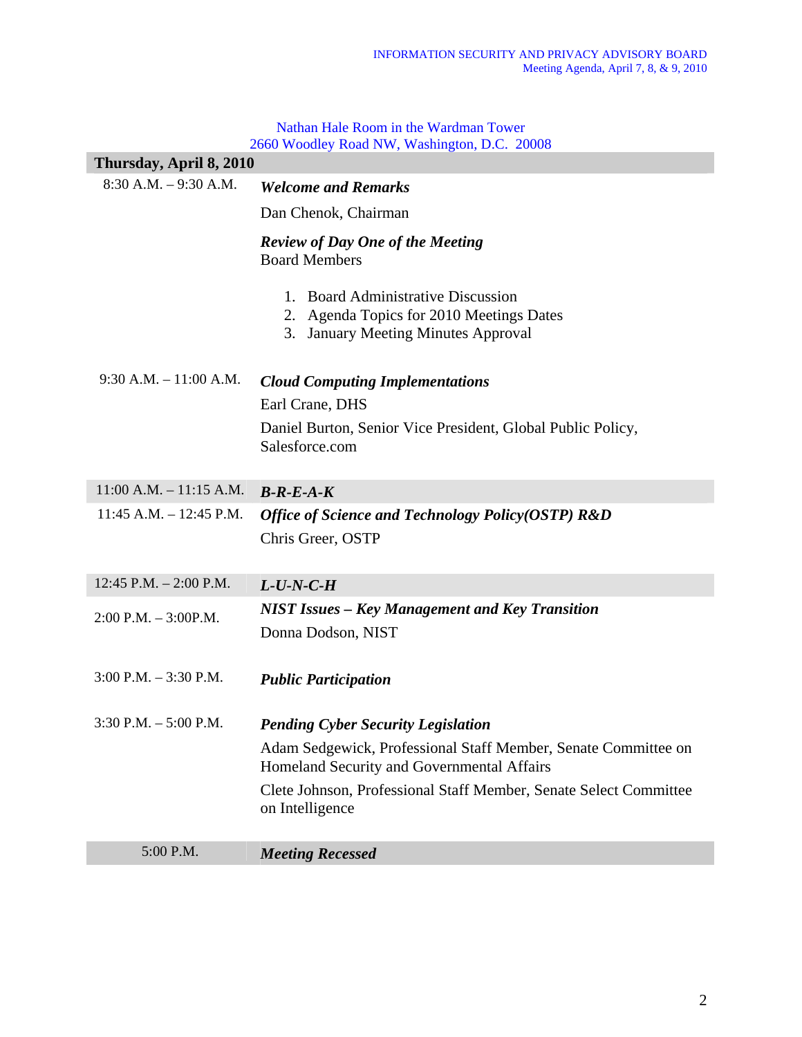Nathan Hale Room in the Wardman Tower
2660 Woodley Road NW, Washington, D.C. 20008

| Thursday, April 8, 2010 | |
|---|---|
| 8:30 A.M. – 9:30 A.M. | ***Welcome and Remarks***<br>Dan Chenok, Chairman<br>***Review of Day One of the Meeting***<br>Board Members<br>1. Board Administrative Discussion<br>2. Agenda Topics for 2010 Meetings Dates<br>3. January Meeting Minutes Approval |
| 9:30 A.M. – 11:00 A.M. | ***Cloud Computing Implementations***<br>Earl Crane, DHS<br>Daniel Burton, Senior Vice President, Global Public Policy, Salesforce.com |
| 11:00 A.M. – 11:15 A.M. | ***B-R-E-A-K*** |
| 11:45 A.M. – 12:45 P.M. | ***Office of Science and Technology Policy(OSTP) R&D***<br>Chris Greer, OSTP |
| 12:45 P.M. – 2:00 P.M. | ***L-U-N-C-H*** |
| 2:00 P.M. – 3:00P.M. | ***NIST Issues – Key Management and Key Transition***<br>Donna Dodson, NIST |
| 3:00 P.M. – 3:30 P.M. | ***Public Participation*** |
| 3:30 P.M. – 5:00 P.M. | ***Pending Cyber Security Legislation***<br>Adam Sedgewick, Professional Staff Member, Senate Committee on Homeland Security and Governmental Affairs<br>Clete Johnson, Professional Staff Member, Senate Select Committee on Intelligence |
| 5:00 P.M. | ***Meeting Recessed*** |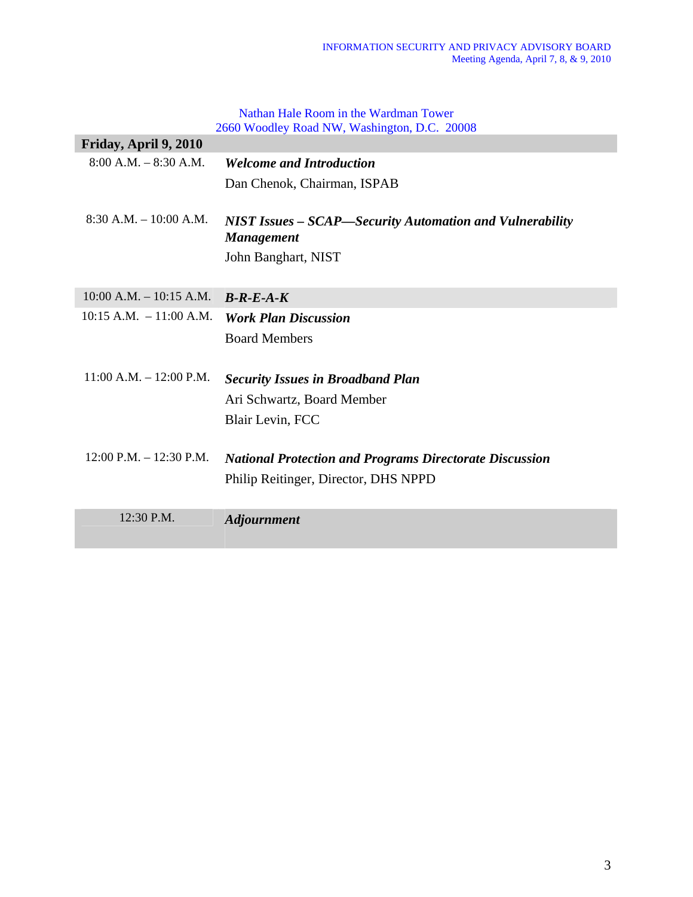Nathan Hale Room in the Wardman Tower
2660 Woodley Road NW, Washington, D.C. 20008

| Friday, April 9, 2010 | |
|---|---|
| 8:00 A.M. – 8:30 A.M. | ***Welcome and Introduction***<br>Dan Chenok, Chairman, ISPAB |
| 8:30 A.M. – 10:00 A.M. | ***NIST Issues – SCAP—Security Automation and Vulnerability Management***<br>John Banghart, NIST |
| 10:00 A.M. – 10:15 A.M. | ***B-R-E-A-K*** |
| 10:15 A.M. – 11:00 A.M. | ***Work Plan Discussion***<br>Board Members |
| 11:00 A.M. – 12:00 P.M. | ***Security Issues in Broadband Plan***<br>Ari Schwartz, Board Member<br>Blair Levin, FCC |
| 12:00 P.M. – 12:30 P.M. | ***National Protection and Programs Directorate Discussion***<br>Philip Reitinger, Director, DHS NPPD |
| 12:30 P.M. | ***Adjournment*** |